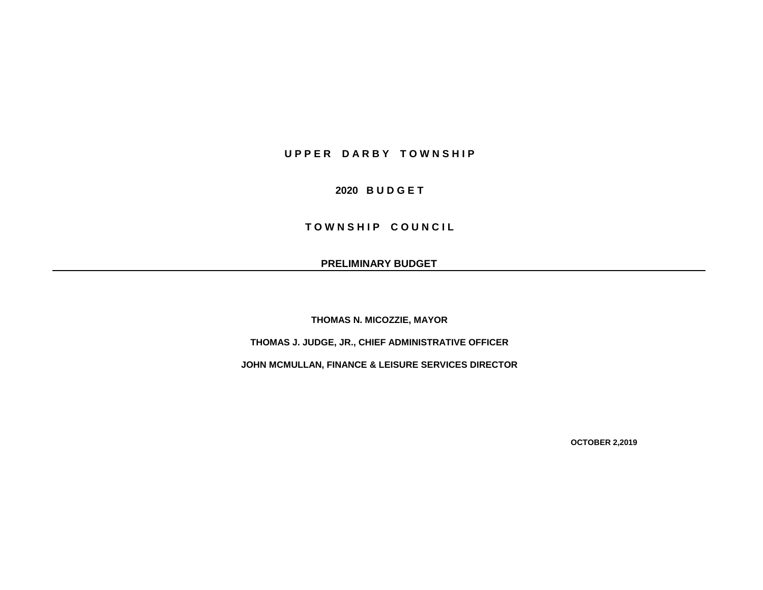# U P P E R   D A R B Y   T O W N S H I P

## 2020 B U D G E T

## T O W N S H I P   C O U N C I L

**PRELIMINARY BUDGET**

---

**THOMAS N. MICOZZIE, MAYOR**

**THOMAS J. JUDGE, JR., CHIEF ADMINISTRATIVE OFFICER**

**JOHN MCMULLAN, FINANCE & LEISURE SERVICES DIRECTOR**

**OCTOBER 2,2019**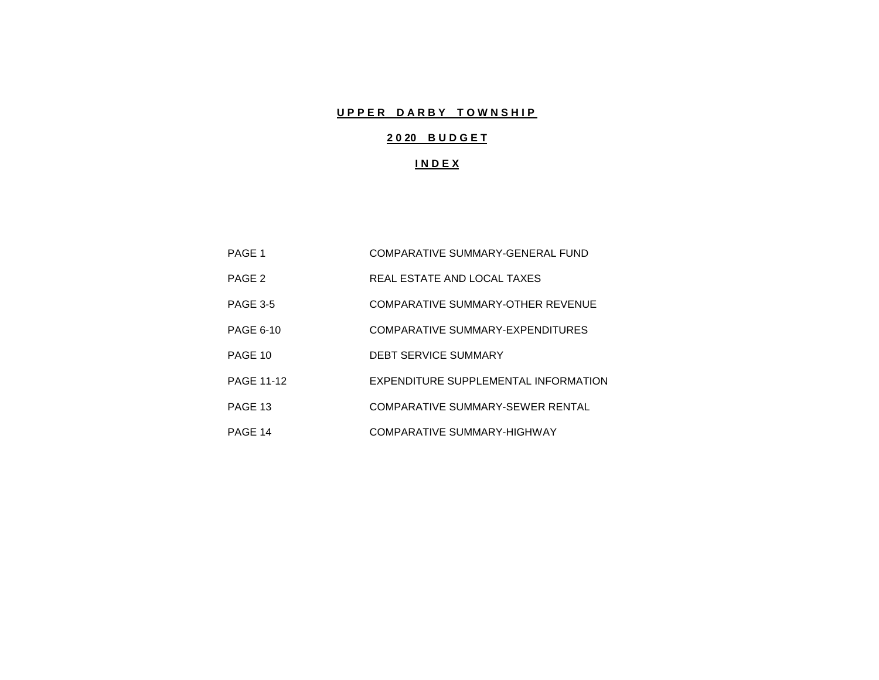# UPPER DARBY TOWNSHIP

## 2020 BUDGET

## INDEX

| | |
|---|---|
| PAGE 1 | COMPARATIVE SUMMARY-GENERAL FUND |
| PAGE 2 | REAL ESTATE AND LOCAL TAXES |
| PAGE 3-5 | COMPARATIVE SUMMARY-OTHER REVENUE |
| PAGE 6-10 | COMPARATIVE SUMMARY-EXPENDITURES |
| PAGE 10 | DEBT SERVICE SUMMARY |
| PAGE 11-12 | EXPENDITURE SUPPLEMENTAL INFORMATION |
| PAGE 13 | COMPARATIVE SUMMARY-SEWER RENTAL |
| PAGE 14 | COMPARATIVE SUMMARY-HIGHWAY |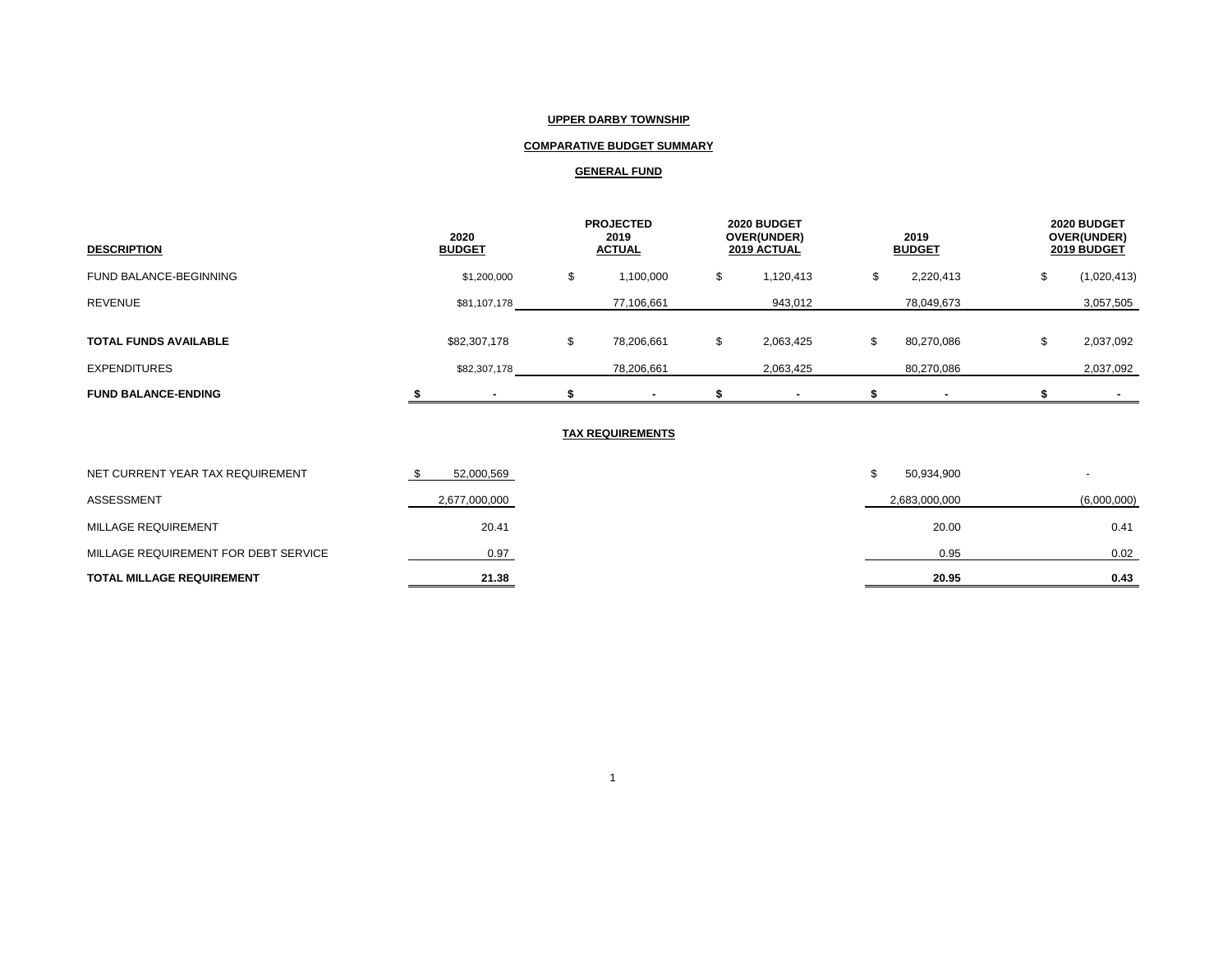**UPPER DARBY TOWNSHIP**

**COMPARATIVE BUDGET SUMMARY**

**GENERAL FUND**

| DESCRIPTION | 2020 BUDGET | PROJECTED 2019 ACTUAL | 2020 BUDGET OVER(UNDER) 2019 ACTUAL | 2019 BUDGET | 2020 BUDGET OVER(UNDER) 2019 BUDGET |
|---|---|---|---|---|---|
| FUND BALANCE-BEGINNING | $1,200,000 | $ 1,100,000 | $ 1,120,413 | $ 2,220,413 | $ (1,020,413) |
| REVENUE | $81,107,178 | 77,106,661 | 943,012 | 78,049,673 | 3,057,505 |
| **TOTAL FUNDS AVAILABLE** | $82,307,178 | $ 78,206,661 | $ 2,063,425 | $ 80,270,086 | $ 2,037,092 |
| EXPENDITURES | $82,307,178 | 78,206,661 | 2,063,425 | 80,270,086 | 2,037,092 |
| **FUND BALANCE-ENDING** | **$ -** | **$ -** | **$ -** | **$ -** | **$ -** |

**TAX REQUIREMENTS**

| | 2020 BUDGET | | | 2019 BUDGET | 2020 BUDGET OVER(UNDER) 2019 BUDGET |
|---|---|---|---|---|---|
| NET CURRENT YEAR TAX REQUIREMENT | $ 52,000,569 | | | $ 50,934,900 | - |
| ASSESSMENT | 2,677,000,000 | | | 2,683,000,000 | (6,000,000) |
| MILLAGE REQUIREMENT | 20.41 | | | 20.00 | 0.41 |
| MILLAGE REQUIREMENT FOR DEBT SERVICE | 0.97 | | | 0.95 | 0.02 |
| **TOTAL MILLAGE REQUIREMENT** | **21.38** | | | **20.95** | **0.43** |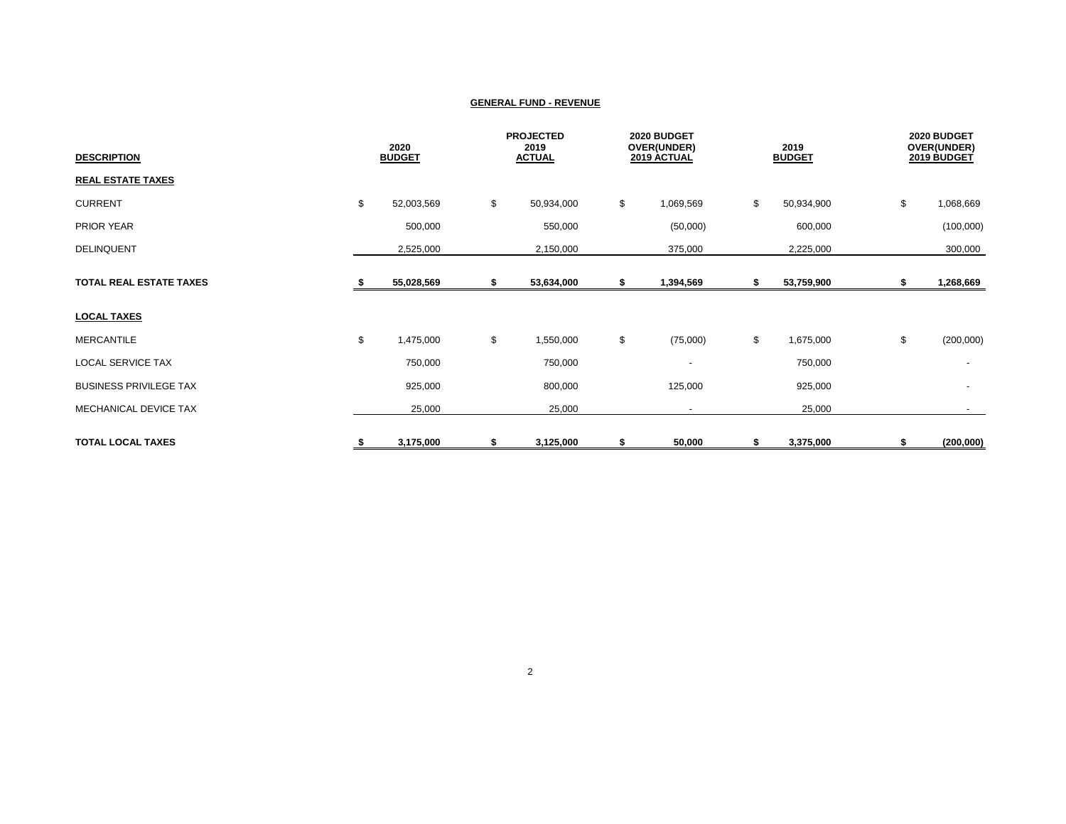## GENERAL FUND - REVENUE

| DESCRIPTION | 2020 BUDGET | PROJECTED 2019 ACTUAL | 2020 BUDGET OVER(UNDER) 2019 ACTUAL | 2019 BUDGET | 2020 BUDGET OVER(UNDER) 2019 BUDGET |
|---|---|---|---|---|---|
| **REAL ESTATE TAXES** | | | | | |
| CURRENT | $ 52,003,569 | $ 50,934,000 | $ 1,069,569 | $ 50,934,900 | $ 1,068,669 |
| PRIOR YEAR | 500,000 | 550,000 | (50,000) | 600,000 | (100,000) |
| DELINQUENT | 2,525,000 | 2,150,000 | 375,000 | 2,225,000 | 300,000 |
| **TOTAL REAL ESTATE TAXES** | **$ 55,028,569** | **$ 53,634,000** | **$ 1,394,569** | **$ 53,759,900** | **$ 1,268,669** |
| **LOCAL TAXES** | | | | | |
| MERCANTILE | $ 1,475,000 | $ 1,550,000 | $ (75,000) | $ 1,675,000 | $ (200,000) |
| LOCAL SERVICE TAX | 750,000 | 750,000 | - | 750,000 | - |
| BUSINESS PRIVILEGE TAX | 925,000 | 800,000 | 125,000 | 925,000 | - |
| MECHANICAL DEVICE TAX | 25,000 | 25,000 | - | 25,000 | - |
| **TOTAL LOCAL TAXES** | **$ 3,175,000** | **$ 3,125,000** | **$ 50,000** | **$ 3,375,000** | **$ (200,000)** |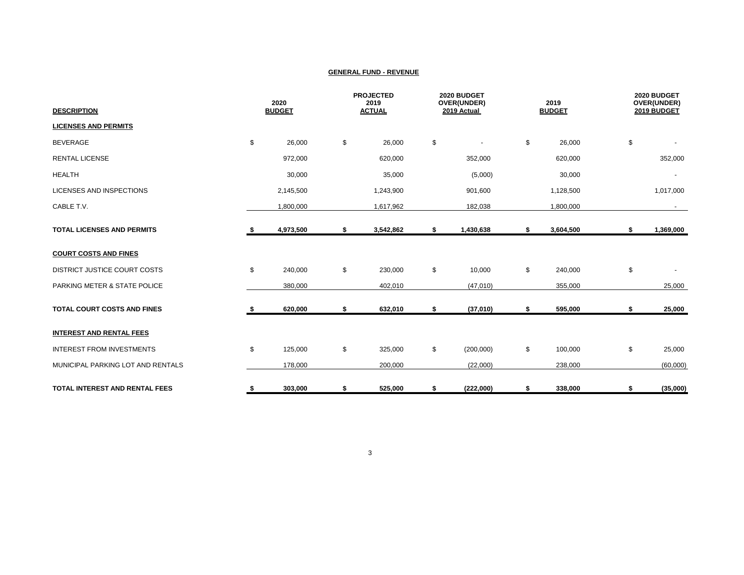**GENERAL FUND - REVENUE**

| DESCRIPTION | 2020 BUDGET | PROJECTED 2019 ACTUAL | 2020 BUDGET OVER(UNDER) 2019 Actual | 2019 BUDGET | 2020 BUDGET OVER(UNDER) 2019 BUDGET |
|---|---|---|---|---|---|
| **LICENSES AND PERMITS** | | | | | |
| BEVERAGE | $ 26,000 | $ 26,000 | $ - | $ 26,000 | $ - |
| RENTAL LICENSE | 972,000 | 620,000 | 352,000 | 620,000 | 352,000 |
| HEALTH | 30,000 | 35,000 | (5,000) | 30,000 | - |
| LICENSES AND INSPECTIONS | 2,145,500 | 1,243,900 | 901,600 | 1,128,500 | 1,017,000 |
| CABLE T.V. | 1,800,000 | 1,617,962 | 182,038 | 1,800,000 | - |
| **TOTAL LICENSES AND PERMITS** | **$ 4,973,500** | **$ 3,542,862** | **$ 1,430,638** | **$ 3,604,500** | **$ 1,369,000** |
| **COURT COSTS AND FINES** | | | | | |
| DISTRICT JUSTICE COURT COSTS | $ 240,000 | $ 230,000 | $ 10,000 | $ 240,000 | $ - |
| PARKING METER & STATE POLICE | 380,000 | 402,010 | (47,010) | 355,000 | 25,000 |
| **TOTAL COURT COSTS AND FINES** | **$ 620,000** | **$ 632,010** | **$ (37,010)** | **$ 595,000** | **$ 25,000** |
| **INTEREST AND RENTAL FEES** | | | | | |
| INTEREST FROM INVESTMENTS | $ 125,000 | $ 325,000 | $ (200,000) | $ 100,000 | $ 25,000 |
| MUNICIPAL PARKING LOT AND RENTALS | 178,000 | 200,000 | (22,000) | 238,000 | (60,000) |
| **TOTAL INTEREST AND RENTAL FEES** | **$ 303,000** | **$ 525,000** | **$ (222,000)** | **$ 338,000** | **$ (35,000)** |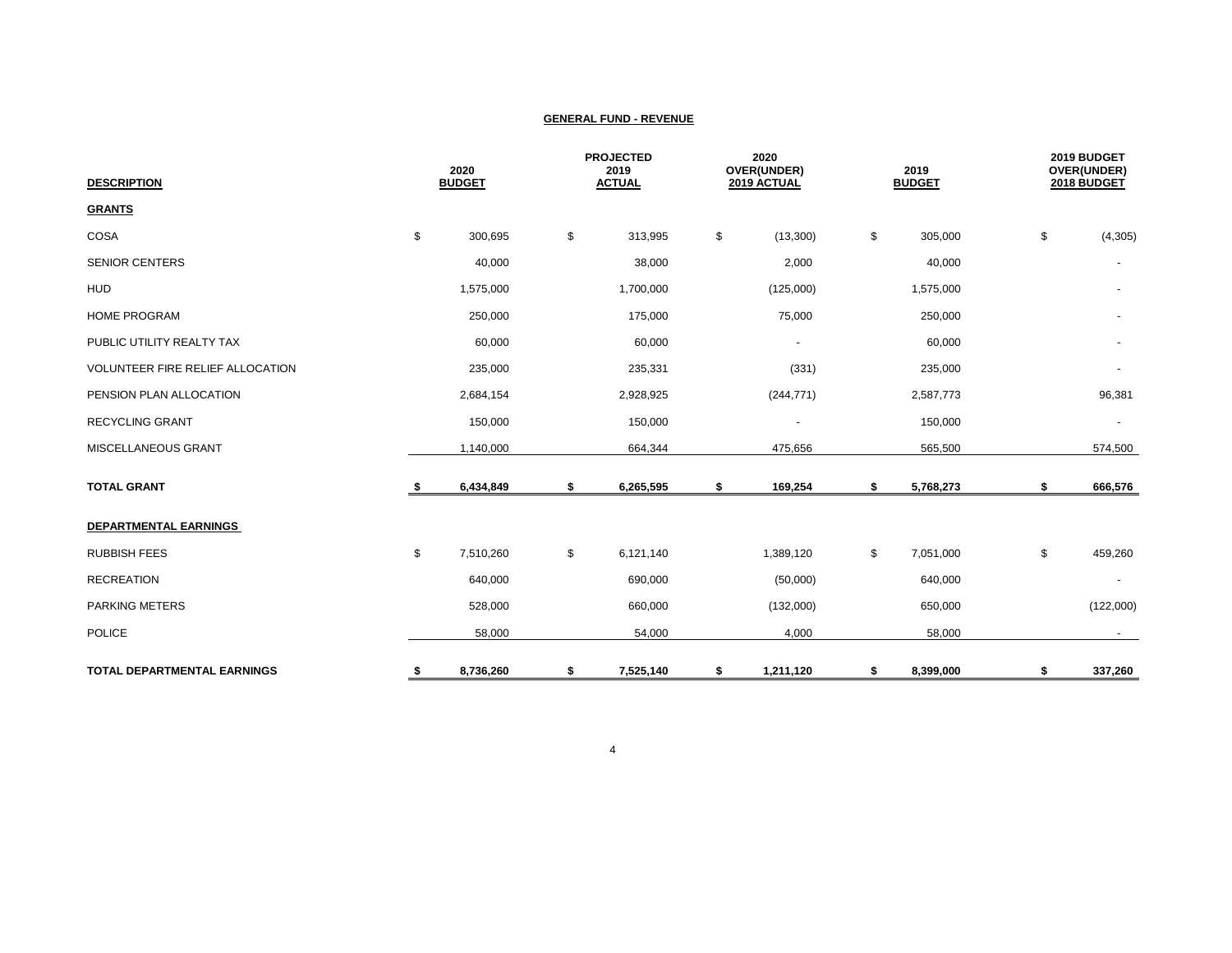**GENERAL FUND - REVENUE**

| DESCRIPTION | 2020 BUDGET | PROJECTED 2019 ACTUAL | 2020 OVER(UNDER) 2019 ACTUAL | 2019 BUDGET | 2019 BUDGET OVER(UNDER) 2018 BUDGET |
|---|---|---|---|---|---|
| **GRANTS** | | | | | |
| COSA | $ 300,695 | $ 313,995 | $ (13,300) | $ 305,000 | $ (4,305) |
| SENIOR CENTERS | 40,000 | 38,000 | 2,000 | 40,000 | - |
| HUD | 1,575,000 | 1,700,000 | (125,000) | 1,575,000 | - |
| HOME PROGRAM | 250,000 | 175,000 | 75,000 | 250,000 | - |
| PUBLIC UTILITY REALTY TAX | 60,000 | 60,000 | - | 60,000 | - |
| VOLUNTEER FIRE RELIEF ALLOCATION | 235,000 | 235,331 | (331) | 235,000 | - |
| PENSION PLAN ALLOCATION | 2,684,154 | 2,928,925 | (244,771) | 2,587,773 | 96,381 |
| RECYCLING GRANT | 150,000 | 150,000 | - | 150,000 | - |
| MISCELLANEOUS GRANT | 1,140,000 | 664,344 | 475,656 | 565,500 | 574,500 |
| **TOTAL GRANT** | **$ 6,434,849** | **$ 6,265,595** | **$ 169,254** | **$ 5,768,273** | **$ 666,576** |
| **DEPARTMENTAL EARNINGS** | | | | | |
| RUBBISH FEES | $ 7,510,260 | $ 6,121,140 | 1,389,120 | $ 7,051,000 | $ 459,260 |
| RECREATION | 640,000 | 690,000 | (50,000) | 640,000 | - |
| PARKING METERS | 528,000 | 660,000 | (132,000) | 650,000 | (122,000) |
| POLICE | 58,000 | 54,000 | 4,000 | 58,000 | - |
| **TOTAL DEPARTMENTAL EARNINGS** | **$ 8,736,260** | **$ 7,525,140** | **$ 1,211,120** | **$ 8,399,000** | **$ 337,260** |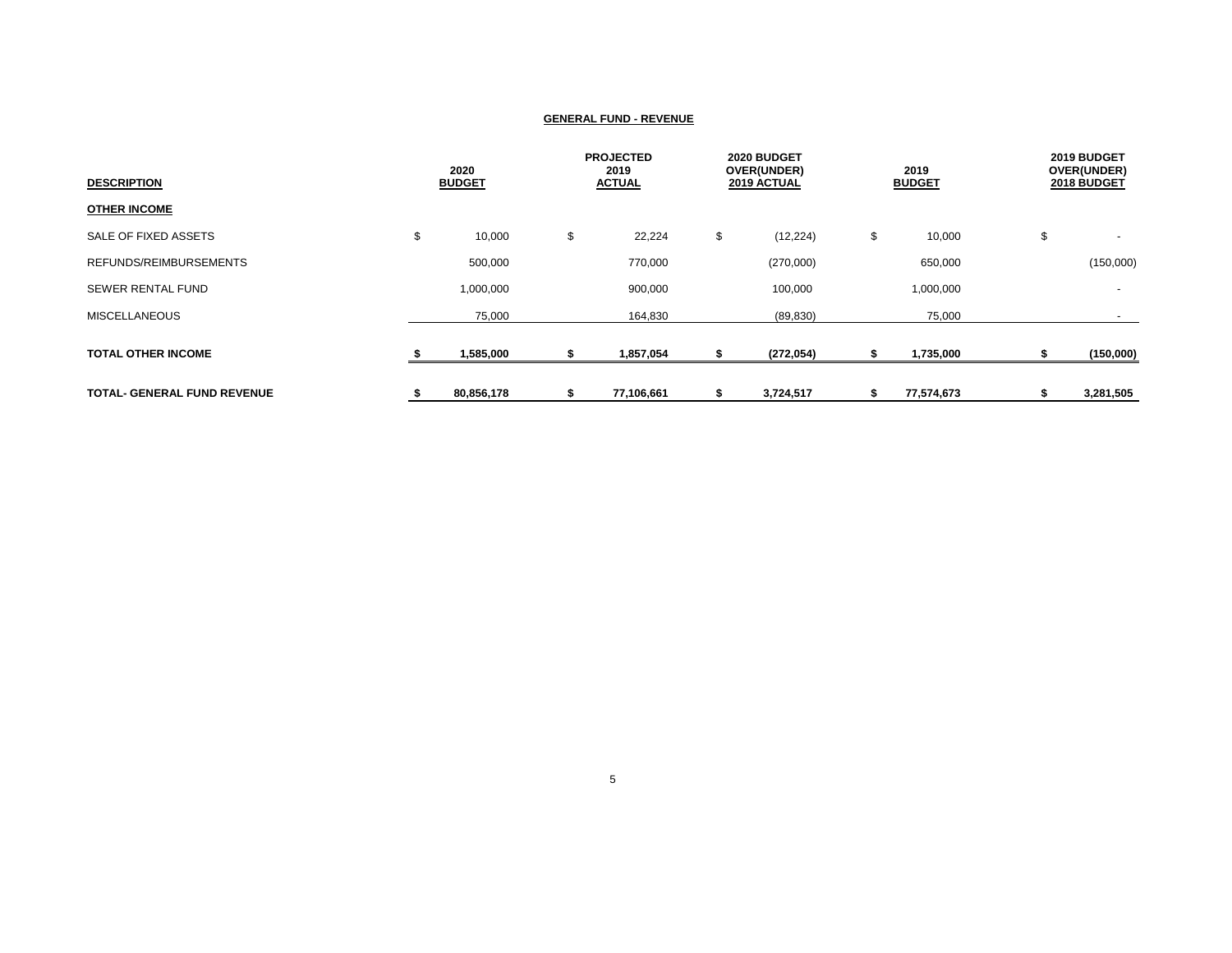**GENERAL FUND - REVENUE**

| DESCRIPTION | 2020 BUDGET | PROJECTED 2019 ACTUAL | 2020 BUDGET OVER(UNDER) 2019 ACTUAL | 2019 BUDGET | 2019 BUDGET OVER(UNDER) 2018 BUDGET |
|---|---|---|---|---|---|
| **OTHER INCOME** | | | | | |
| SALE OF FIXED ASSETS | $ 10,000 | $ 22,224 | $ (12,224) | $ 10,000 | $ - |
| REFUNDS/REIMBURSEMENTS | 500,000 | 770,000 | (270,000) | 650,000 | (150,000) |
| SEWER RENTAL FUND | 1,000,000 | 900,000 | 100,000 | 1,000,000 | - |
| MISCELLANEOUS | 75,000 | 164,830 | (89,830) | 75,000 | - |
| **TOTAL OTHER INCOME** | **$ 1,585,000** | **$ 1,857,054** | **$ (272,054)** | **$ 1,735,000** | **$ (150,000)** |
| **TOTAL- GENERAL FUND REVENUE** | **$ 80,856,178** | **$ 77,106,661** | **$ 3,724,517** | **$ 77,574,673** | **$ 3,281,505** |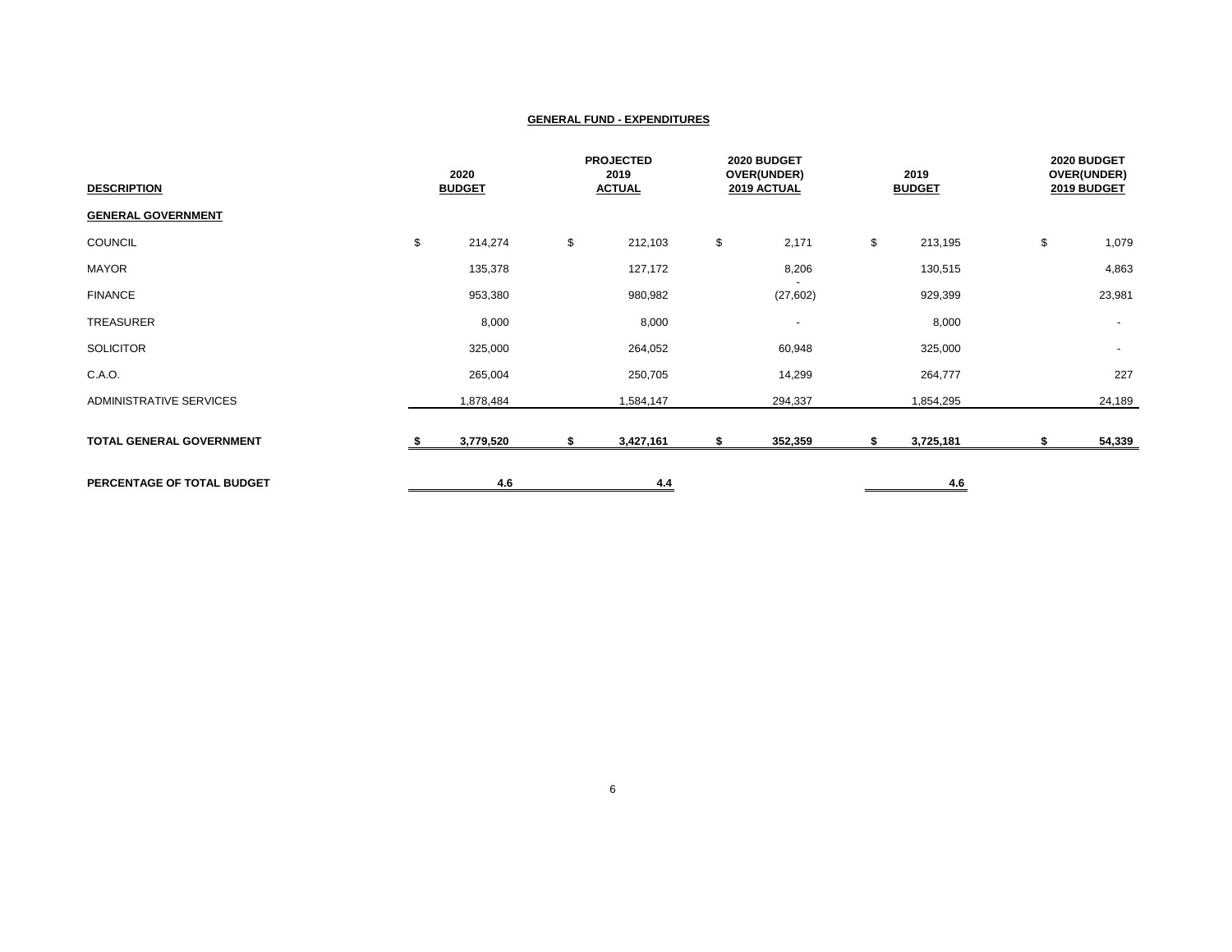## GENERAL FUND - EXPENDITURES

| DESCRIPTION | 2020 BUDGET | PROJECTED 2019 ACTUAL | 2020 BUDGET OVER(UNDER) 2019 ACTUAL | 2019 BUDGET | 2020 BUDGET OVER(UNDER) 2019 BUDGET |
|---|---|---|---|---|---|
| **GENERAL GOVERNMENT** | | | | | |
| COUNCIL | $ 214,274 | $ 212,103 | $ 2,171 | $ 213,195 | $ 1,079 |
| MAYOR | 135,378 | 127,172 | 8,206 | 130,515 | 4,863 |
| FINANCE | 953,380 | 980,982 | (27,602) | 929,399 | 23,981 |
| TREASURER | 8,000 | 8,000 | - | 8,000 | - |
| SOLICITOR | 325,000 | 264,052 | 60,948 | 325,000 | - |
| C.A.O. | 265,004 | 250,705 | 14,299 | 264,777 | 227 |
| ADMINISTRATIVE SERVICES | 1,878,484 | 1,584,147 | 294,337 | 1,854,295 | 24,189 |
| **TOTAL GENERAL GOVERNMENT** | **$ 3,779,520** | **$ 3,427,161** | **$ 352,359** | **$ 3,725,181** | **$ 54,339** |
| **PERCENTAGE OF TOTAL BUDGET** | **4.6** | **4.4** | | **4.6** | |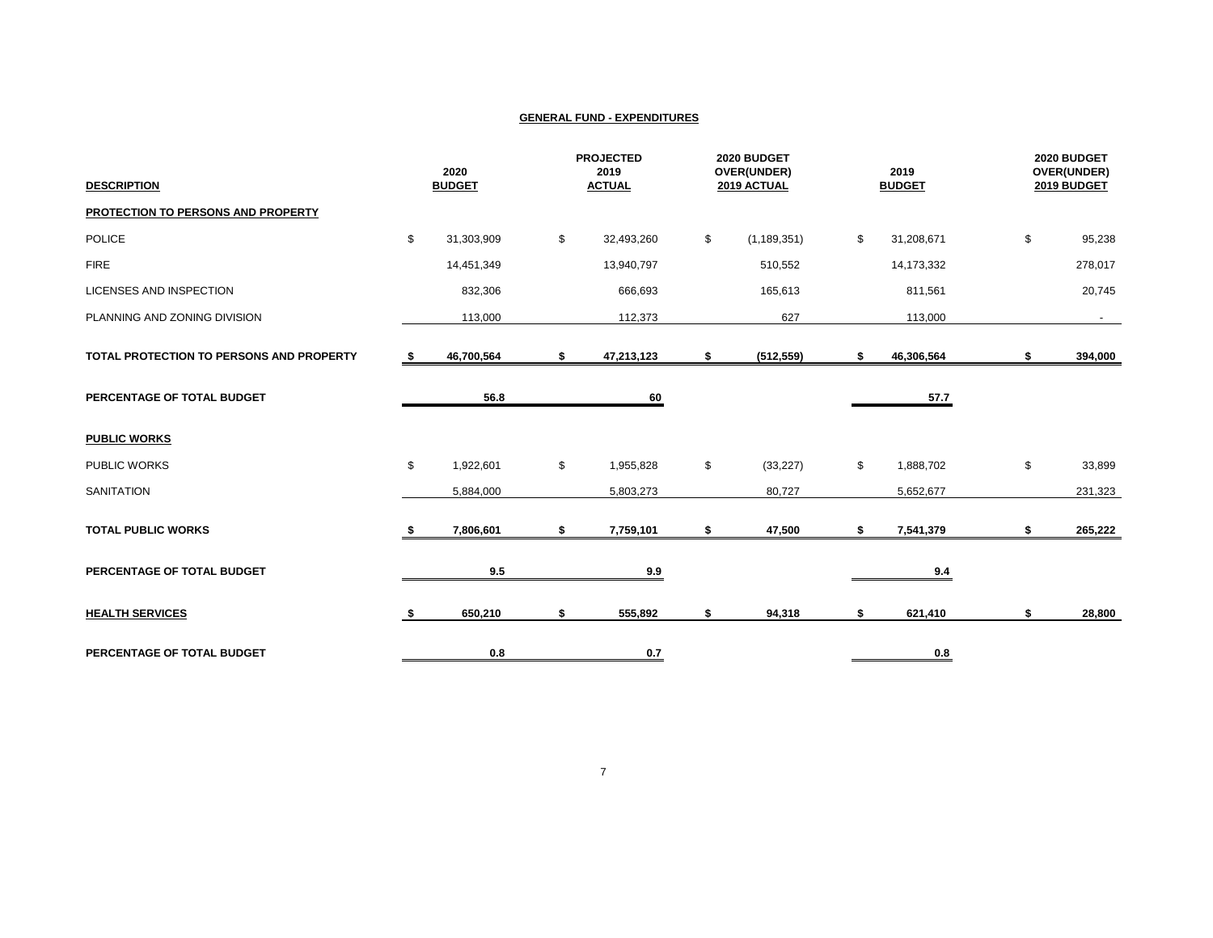## GENERAL FUND - EXPENDITURES

| DESCRIPTION | 2020 BUDGET | PROJECTED 2019 ACTUAL | 2020 BUDGET OVER(UNDER) 2019 ACTUAL | 2019 BUDGET | 2020 BUDGET OVER(UNDER) 2019 BUDGET |
|---|---|---|---|---|---|
| **PROTECTION TO PERSONS AND PROPERTY** | | | | | |
| POLICE | $ 31,303,909 | $ 32,493,260 | $ (1,189,351) | $ 31,208,671 | $ 95,238 |
| FIRE | 14,451,349 | 13,940,797 | 510,552 | 14,173,332 | 278,017 |
| LICENSES AND INSPECTION | 832,306 | 666,693 | 165,613 | 811,561 | 20,745 |
| PLANNING AND ZONING DIVISION | 113,000 | 112,373 | 627 | 113,000 | - |
| **TOTAL PROTECTION TO PERSONS AND PROPERTY** | **$ 46,700,564** | **$ 47,213,123** | **$ (512,559)** | **$ 46,306,564** | **$ 394,000** |
| **PERCENTAGE OF TOTAL BUDGET** | **56.8** | **60** | | **57.7** | |
| **PUBLIC WORKS** | | | | | |
| PUBLIC WORKS | $ 1,922,601 | $ 1,955,828 | $ (33,227) | $ 1,888,702 | $ 33,899 |
| SANITATION | 5,884,000 | 5,803,273 | 80,727 | 5,652,677 | 231,323 |
| **TOTAL PUBLIC WORKS** | **$ 7,806,601** | **$ 7,759,101** | **$ 47,500** | **$ 7,541,379** | **$ 265,222** |
| **PERCENTAGE OF TOTAL BUDGET** | **9.5** | **9.9** | | **9.4** | |
| **HEALTH SERVICES** | **$ 650,210** | **$ 555,892** | **$ 94,318** | **$ 621,410** | **$ 28,800** |
| **PERCENTAGE OF TOTAL BUDGET** | **0.8** | **0.7** | | **0.8** | |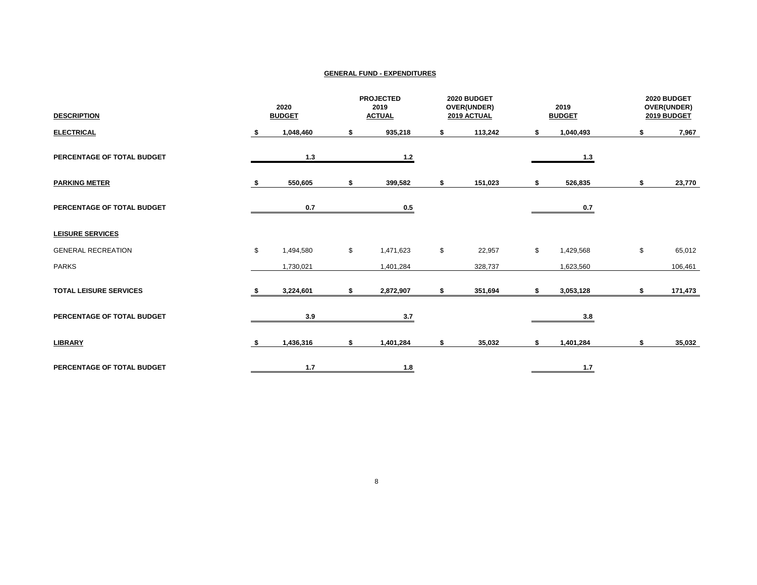## GENERAL FUND - EXPENDITURES

| DESCRIPTION | 2020 BUDGET | PROJECTED 2019 ACTUAL | 2020 BUDGET OVER(UNDER) 2019 ACTUAL | 2019 BUDGET | 2020 BUDGET OVER(UNDER) 2019 BUDGET |
|---|---|---|---|---|---|
| **ELECTRICAL** | **$ 1,048,460** | **$ 935,218** | **$ 113,242** | **$ 1,040,493** | **$ 7,967** |
| **PERCENTAGE OF TOTAL BUDGET** | **1.3** | **1.2** | | **1.3** | |
| **PARKING METER** | **$ 550,605** | **$ 399,582** | **$ 151,023** | **$ 526,835** | **$ 23,770** |
| **PERCENTAGE OF TOTAL BUDGET** | **0.7** | **0.5** | | **0.7** | |
| **LEISURE SERVICES** | | | | | |
| GENERAL RECREATION | $ 1,494,580 | $ 1,471,623 | $ 22,957 | $ 1,429,568 | $ 65,012 |
| PARKS | 1,730,021 | 1,401,284 | 328,737 | 1,623,560 | 106,461 |
| **TOTAL LEISURE SERVICES** | **$ 3,224,601** | **$ 2,872,907** | **$ 351,694** | **$ 3,053,128** | **$ 171,473** |
| **PERCENTAGE OF TOTAL BUDGET** | **3.9** | **3.7** | | **3.8** | |
| **LIBRARY** | **$ 1,436,316** | **$ 1,401,284** | **$ 35,032** | **$ 1,401,284** | **$ 35,032** |
| **PERCENTAGE OF TOTAL BUDGET** | **1.7** | **1.8** | | **1.7** | |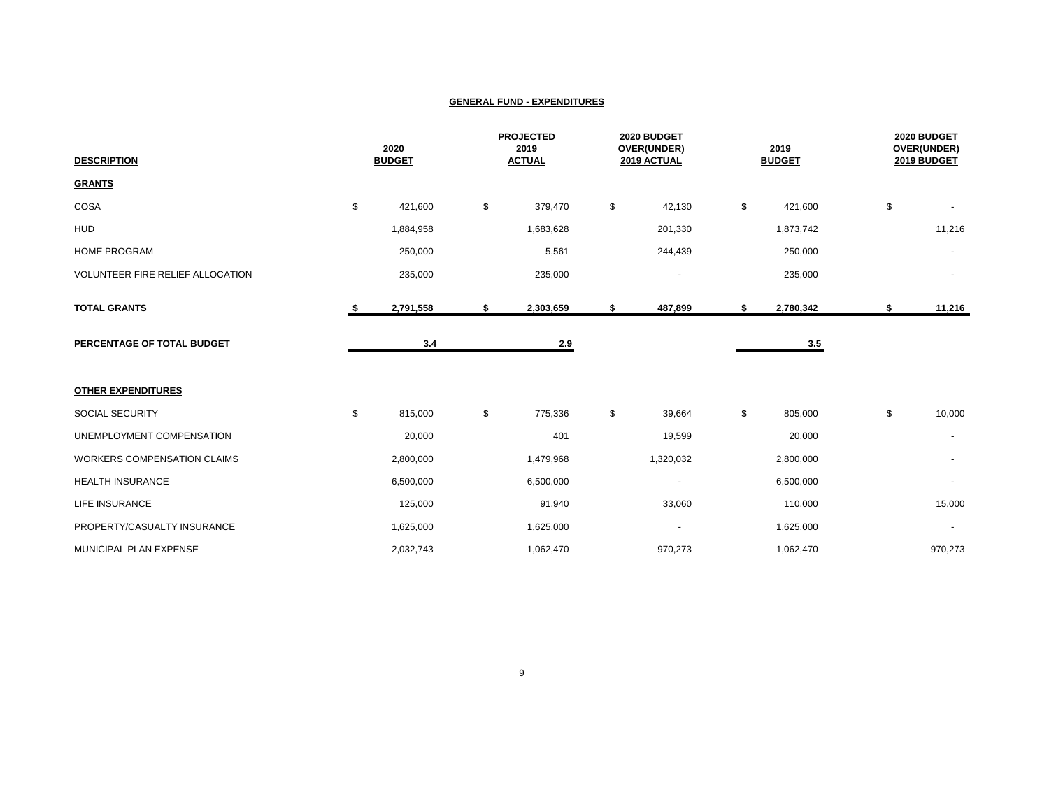## GENERAL FUND - EXPENDITURES

| DESCRIPTION | 2020 BUDGET | PROJECTED 2019 ACTUAL | 2020 BUDGET OVER(UNDER) 2019 ACTUAL | 2019 BUDGET | 2020 BUDGET OVER(UNDER) 2019 BUDGET |
|---|---|---|---|---|---|
| **GRANTS** | | | | | |
| COSA | $ 421,600 | $ 379,470 | $ 42,130 | $ 421,600 | $ - |
| HUD | 1,884,958 | 1,683,628 | 201,330 | 1,873,742 | 11,216 |
| HOME PROGRAM | 250,000 | 5,561 | 244,439 | 250,000 | - |
| VOLUNTEER FIRE RELIEF ALLOCATION | 235,000 | 235,000 | - | 235,000 | - |
| **TOTAL GRANTS** | **$ 2,791,558** | **$ 2,303,659** | **$ 487,899** | **$ 2,780,342** | **$ 11,216** |
| **PERCENTAGE OF TOTAL BUDGET** | **3.4** | **2.9** | | **3.5** | |
| **OTHER EXPENDITURES** | | | | | |
| SOCIAL SECURITY | $ 815,000 | $ 775,336 | $ 39,664 | $ 805,000 | $ 10,000 |
| UNEMPLOYMENT COMPENSATION | 20,000 | 401 | 19,599 | 20,000 | - |
| WORKERS COMPENSATION CLAIMS | 2,800,000 | 1,479,968 | 1,320,032 | 2,800,000 | - |
| HEALTH INSURANCE | 6,500,000 | 6,500,000 | - | 6,500,000 | - |
| LIFE INSURANCE | 125,000 | 91,940 | 33,060 | 110,000 | 15,000 |
| PROPERTY/CASUALTY INSURANCE | 1,625,000 | 1,625,000 | - | 1,625,000 | - |
| MUNICIPAL PLAN EXPENSE | 2,032,743 | 1,062,470 | 970,273 | 1,062,470 | 970,273 |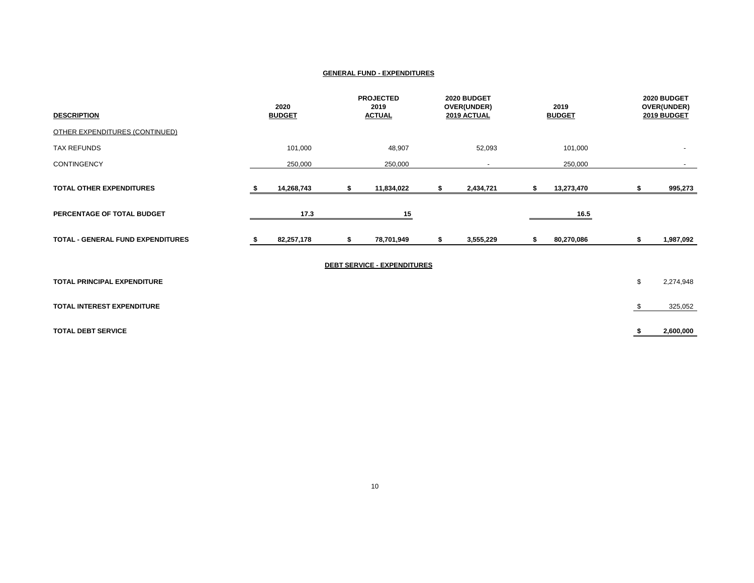**GENERAL FUND - EXPENDITURES**

| DESCRIPTION | 2020 BUDGET | PROJECTED 2019 ACTUAL | 2020 BUDGET OVER(UNDER) 2019 ACTUAL | 2019 BUDGET | 2020 BUDGET OVER(UNDER) 2019 BUDGET |
|---|---|---|---|---|---|
| OTHER EXPENDITURES (CONTINUED) | | | | | |
| TAX REFUNDS | 101,000 | 48,907 | 52,093 | 101,000 | - |
| CONTINGENCY | 250,000 | 250,000 | - | 250,000 | - |
| **TOTAL OTHER EXPENDITURES** | **$ 14,268,743** | **$ 11,834,022** | **$ 2,434,721** | **$ 13,273,470** | **$ 995,273** |
| **PERCENTAGE OF TOTAL BUDGET** | **17.3** | **15** | | **16.5** | |
| **TOTAL - GENERAL FUND EXPENDITURES** | **$ 82,257,178** | **$ 78,701,949** | **$ 3,555,229** | **$ 80,270,086** | **$ 1,987,092** |

**DEBT SERVICE - EXPENDITURES**

| DESCRIPTION | AMOUNT |
|---|---|
| **TOTAL PRINCIPAL EXPENDITURE** | $ 2,274,948 |
| **TOTAL INTEREST EXPENDITURE** | $ 325,052 |
| **TOTAL DEBT SERVICE** | **$ 2,600,000** |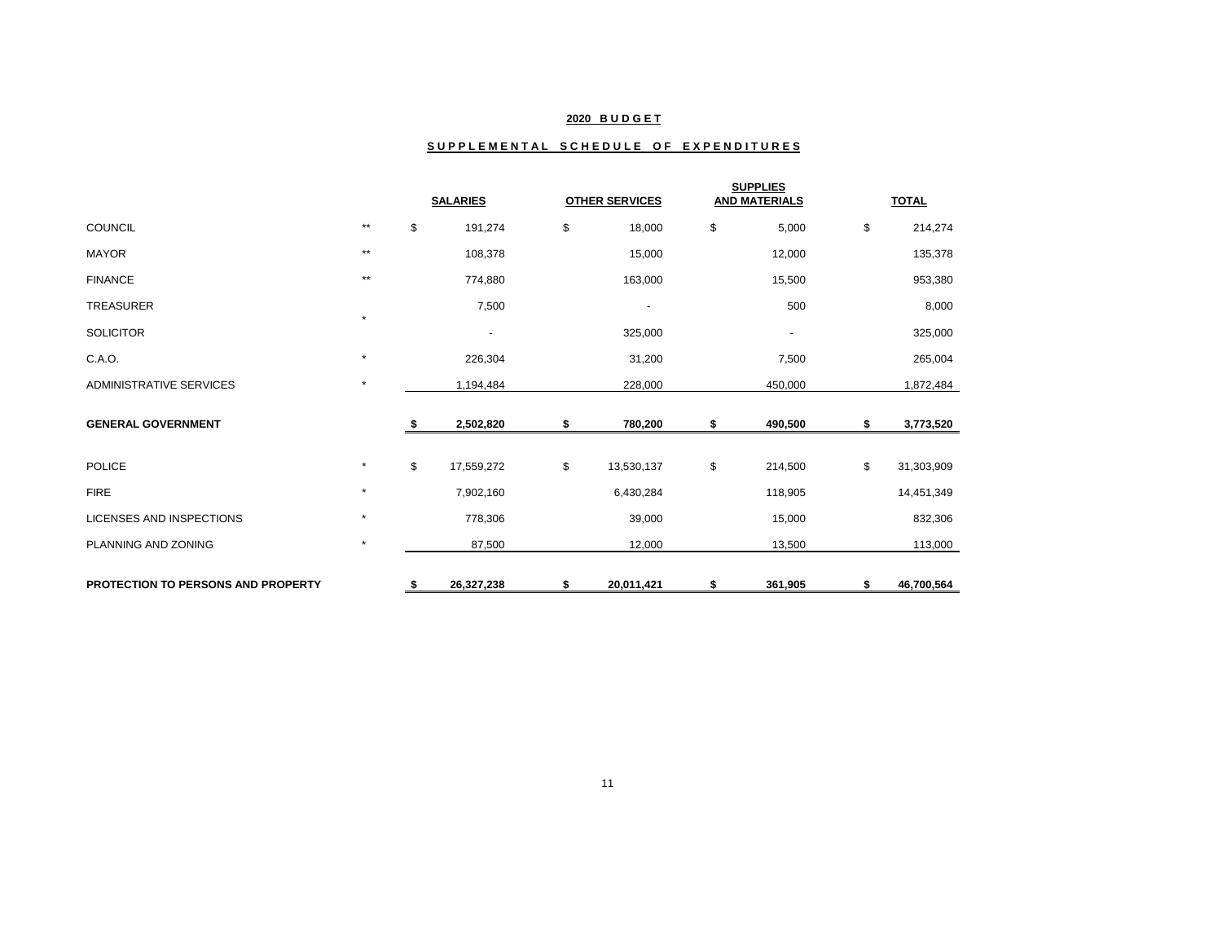## 2020 BUDGET

### SUPPLEMENTAL SCHEDULE OF EXPENDITURES

| | | SALARIES | OTHER SERVICES | SUPPLIES AND MATERIALS | TOTAL |
|---|---|---|---|---|---|
| COUNCIL | ** | $ 191,274 | $ 18,000 | $ 5,000 | $ 214,274 |
| MAYOR | ** | 108,378 | 15,000 | 12,000 | 135,378 |
| FINANCE | ** | 774,880 | 163,000 | 15,500 | 953,380 |
| TREASURER | * | 7,500 | - | 500 | 8,000 |
| SOLICITOR | | - | 325,000 | - | 325,000 |
| C.A.O. | * | 226,304 | 31,200 | 7,500 | 265,004 |
| ADMINISTRATIVE SERVICES | * | 1,194,484 | 228,000 | 450,000 | 1,872,484 |
| **GENERAL GOVERNMENT** | | **$ 2,502,820** | **$ 780,200** | **$ 490,500** | **$ 3,773,520** |
| POLICE | * | $ 17,559,272 | $ 13,530,137 | $ 214,500 | $ 31,303,909 |
| FIRE | * | 7,902,160 | 6,430,284 | 118,905 | 14,451,349 |
| LICENSES AND INSPECTIONS | * | 778,306 | 39,000 | 15,000 | 832,306 |
| PLANNING AND ZONING | * | 87,500 | 12,000 | 13,500 | 113,000 |
| **PROTECTION TO PERSONS AND PROPERTY** | | **$ 26,327,238** | **$ 20,011,421** | **$ 361,905** | **$ 46,700,564** |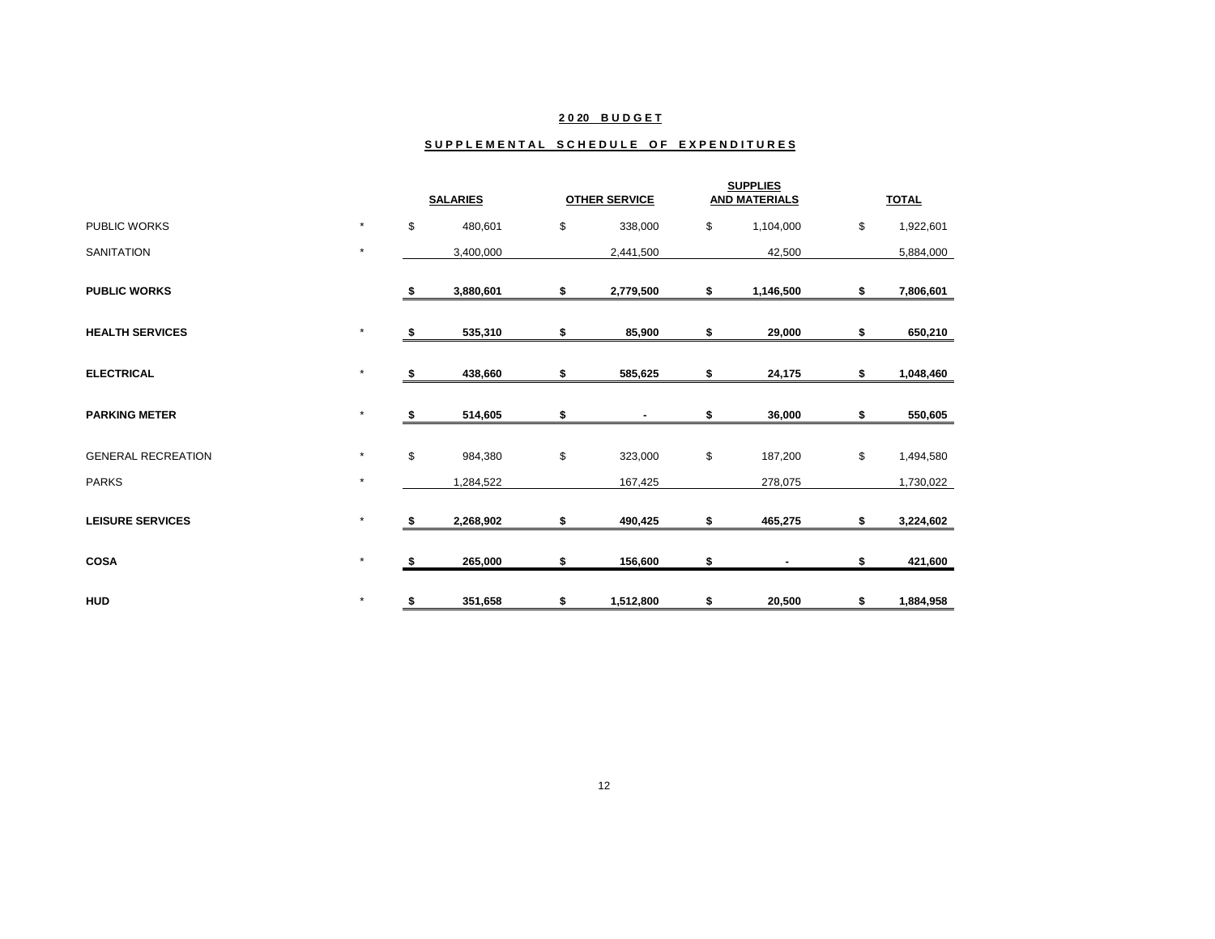## 2020 BUDGET

### SUPPLEMENTAL SCHEDULE OF EXPENDITURES

| | | SALARIES | OTHER SERVICE | SUPPLIES AND MATERIALS | TOTAL |
|---|---|---|---|---|---|
| PUBLIC WORKS | * | $ 480,601 | $ 338,000 | $ 1,104,000 | $ 1,922,601 |
| SANITATION | * | 3,400,000 | 2,441,500 | 42,500 | 5,884,000 |
| **PUBLIC WORKS** | | **$ 3,880,601** | **$ 2,779,500** | **$ 1,146,500** | **$ 7,806,601** |
| **HEALTH SERVICES** | * | **$ 535,310** | **$ 85,900** | **$ 29,000** | **$ 650,210** |
| **ELECTRICAL** | * | **$ 438,660** | **$ 585,625** | **$ 24,175** | **$ 1,048,460** |
| **PARKING METER** | * | **$ 514,605** | **$ -** | **$ 36,000** | **$ 550,605** |
| GENERAL RECREATION | * | $ 984,380 | $ 323,000 | $ 187,200 | $ 1,494,580 |
| PARKS | * | 1,284,522 | 167,425 | 278,075 | 1,730,022 |
| **LEISURE SERVICES** | * | **$ 2,268,902** | **$ 490,425** | **$ 465,275** | **$ 3,224,602** |
| **COSA** | * | **$ 265,000** | **$ 156,600** | **$ -** | **$ 421,600** |
| **HUD** | * | **$ 351,658** | **$ 1,512,800** | **$ 20,500** | **$ 1,884,958** |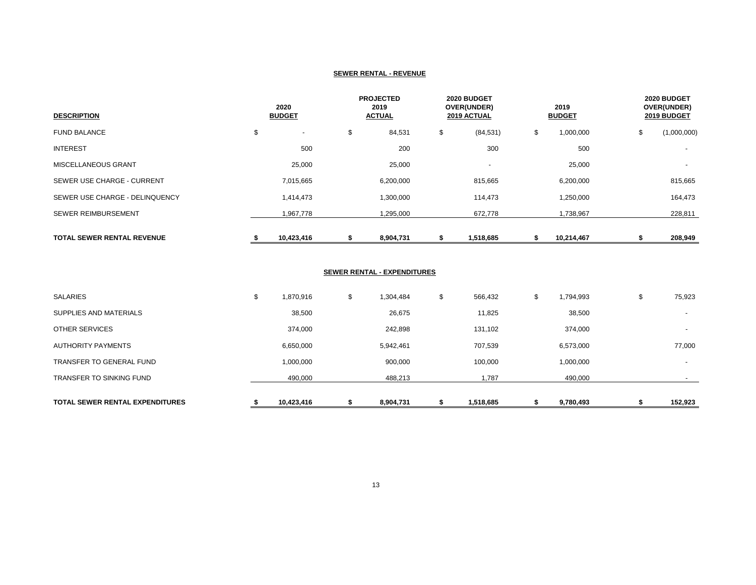## SEWER RENTAL - REVENUE

| DESCRIPTION | 2020 BUDGET | PROJECTED 2019 ACTUAL | 2020 BUDGET OVER(UNDER) 2019 ACTUAL | 2019 BUDGET | 2020 BUDGET OVER(UNDER) 2019 BUDGET |
|---|---|---|---|---|---|
| FUND BALANCE | $ - | $ 84,531 | $ (84,531) | $ 1,000,000 | $ (1,000,000) |
| INTEREST | 500 | 200 | 300 | 500 | - |
| MISCELLANEOUS GRANT | 25,000 | 25,000 | - | 25,000 | - |
| SEWER USE CHARGE - CURRENT | 7,015,665 | 6,200,000 | 815,665 | 6,200,000 | 815,665 |
| SEWER USE CHARGE - DELINQUENCY | 1,414,473 | 1,300,000 | 114,473 | 1,250,000 | 164,473 |
| SEWER REIMBURSEMENT | 1,967,778 | 1,295,000 | 672,778 | 1,738,967 | 228,811 |
| **TOTAL SEWER RENTAL REVENUE** | **$ 10,423,416** | **$ 8,904,731** | **$ 1,518,685** | **$ 10,214,467** | **$ 208,949** |

## SEWER RENTAL - EXPENDITURES

| DESCRIPTION | 2020 BUDGET | PROJECTED 2019 ACTUAL | 2020 BUDGET OVER(UNDER) 2019 ACTUAL | 2019 BUDGET | 2020 BUDGET OVER(UNDER) 2019 BUDGET |
|---|---|---|---|---|---|
| SALARIES | $ 1,870,916 | $ 1,304,484 | $ 566,432 | $ 1,794,993 | $ 75,923 |
| SUPPLIES AND MATERIALS | 38,500 | 26,675 | 11,825 | 38,500 | - |
| OTHER SERVICES | 374,000 | 242,898 | 131,102 | 374,000 | - |
| AUTHORITY PAYMENTS | 6,650,000 | 5,942,461 | 707,539 | 6,573,000 | 77,000 |
| TRANSFER TO GENERAL FUND | 1,000,000 | 900,000 | 100,000 | 1,000,000 | - |
| TRANSFER TO SINKING FUND | 490,000 | 488,213 | 1,787 | 490,000 | - |
| **TOTAL SEWER RENTAL EXPENDITURES** | **$ 10,423,416** | **$ 8,904,731** | **$ 1,518,685** | **$ 9,780,493** | **$ 152,923** |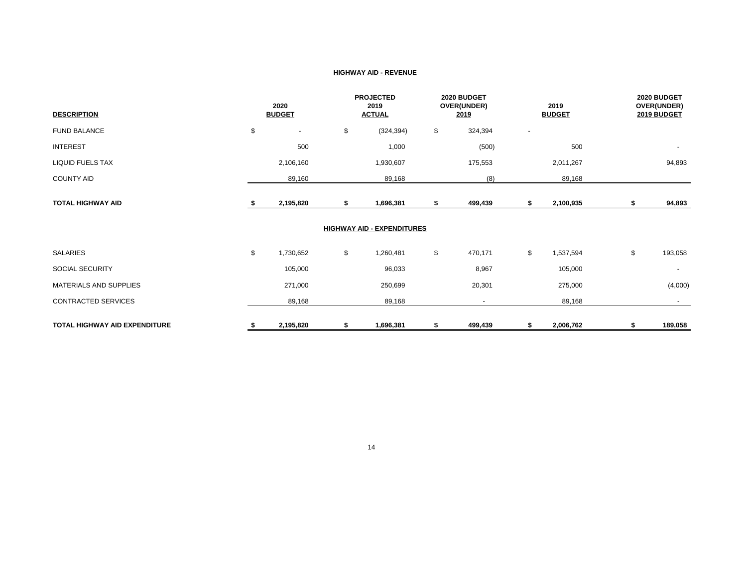## HIGHWAY AID - REVENUE

| DESCRIPTION | 2020 BUDGET | PROJECTED 2019 ACTUAL | 2020 BUDGET OVER(UNDER) 2019 | 2019 BUDGET | 2020 BUDGET OVER(UNDER) 2019 BUDGET |
|---|---|---|---|---|---|
| FUND BALANCE | $ - | $ (324,394) | $ 324,394 | - | |
| INTEREST | 500 | 1,000 | (500) | 500 | - |
| LIQUID FUELS TAX | 2,106,160 | 1,930,607 | 175,553 | 2,011,267 | 94,893 |
| COUNTY AID | 89,160 | 89,168 | (8) | 89,168 | |
| **TOTAL HIGHWAY AID** | **$ 2,195,820** | **$ 1,696,381** | **$ 499,439** | **$ 2,100,935** | **$ 94,893** |

## HIGHWAY AID - EXPENDITURES

| DESCRIPTION | 2020 BUDGET | PROJECTED 2019 ACTUAL | 2020 BUDGET OVER(UNDER) 2019 | 2019 BUDGET | 2020 BUDGET OVER(UNDER) 2019 BUDGET |
|---|---|---|---|---|---|
| SALARIES | $ 1,730,652 | $ 1,260,481 | $ 470,171 | $ 1,537,594 | $ 193,058 |
| SOCIAL SECURITY | 105,000 | 96,033 | 8,967 | 105,000 | - |
| MATERIALS AND SUPPLIES | 271,000 | 250,699 | 20,301 | 275,000 | (4,000) |
| CONTRACTED SERVICES | 89,168 | 89,168 | - | 89,168 | - |
| **TOTAL HIGHWAY AID EXPENDITURE** | **$ 2,195,820** | **$ 1,696,381** | **$ 499,439** | **$ 2,006,762** | **$ 189,058** |